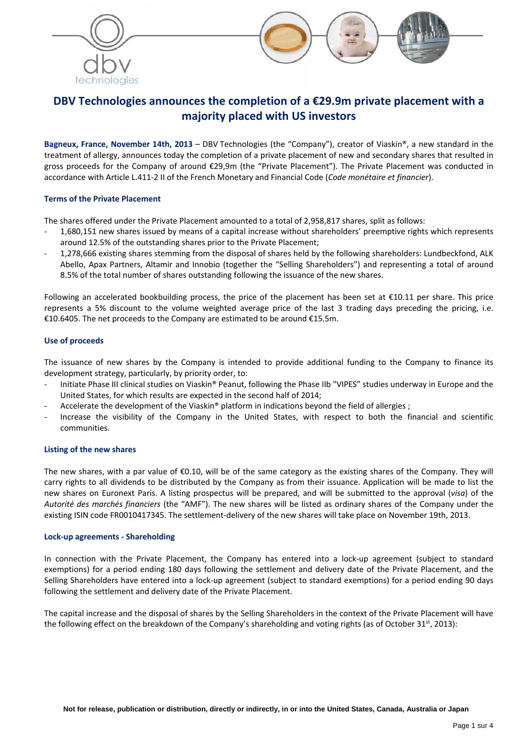# DBV Technologies announces the completion of a €29.9m private placement with a majority placed with US investors

**Bagneux, France, November 14th, 2013** – DBV Technologies (the "Company"), creator of Viaskin®, a new standard in the treatment of allergy, announces today the completion of a private placement of new and secondary shares that resulted in gross proceeds for the Company of around €29,9m (the "Private Placement"). The Private Placement was conducted in accordance with Article L.411-2 II of the French Monetary and Financial Code (*Code monétaire et financier*).

### Terms of the Private Placement

The shares offered under the Private Placement amounted to a total of 2,958,817 shares, split as follows:

- 1,680,151 new shares issued by means of a capital increase without shareholders' preemptive rights which represents around 12.5% of the outstanding shares prior to the Private Placement;
- 1,278,666 existing shares stemming from the disposal of shares held by the following shareholders: Lundbeckfond, ALK Abello, Apax Partners, Altamir and Innobio (together the "Selling Shareholders") and representing a total of around 8.5% of the total number of shares outstanding following the issuance of the new shares.

Following an accelerated bookbuilding process, the price of the placement has been set at €10.11 per share. This price represents a 5% discount to the volume weighted average price of the last 3 trading days preceding the pricing, i.e. €10.6405. The net proceeds to the Company are estimated to be around €15.5m.

### Use of proceeds

The issuance of new shares by the Company is intended to provide additional funding to the Company to finance its development strategy, particularly, by priority order, to:

- Initiate Phase III clinical studies on Viaskin® Peanut, following the Phase IIb "VIPES" studies underway in Europe and the United States, for which results are expected in the second half of 2014;
- Accelerate the development of the Viaskin® platform in indications beyond the field of allergies ;
- Increase the visibility of the Company in the United States, with respect to both the financial and scientific communities.

### Listing of the new shares

The new shares, with a par value of €0.10, will be of the same category as the existing shares of the Company. They will carry rights to all dividends to be distributed by the Company as from their issuance. Application will be made to list the new shares on Euronext Paris. A listing prospectus will be prepared, and will be submitted to the approval (*visa*) of the *Autorité des marchés financiers* (the "AMF"). The new shares will be listed as ordinary shares of the Company under the existing ISIN code FR0010417345. The settlement-delivery of the new shares will take place on November 19th, 2013.

### Lock-up agreements - Shareholding

In connection with the Private Placement, the Company has entered into a lock-up agreement (subject to standard exemptions) for a period ending 180 days following the settlement and delivery date of the Private Placement, and the Selling Shareholders have entered into a lock-up agreement (subject to standard exemptions) for a period ending 90 days following the settlement and delivery date of the Private Placement.

The capital increase and the disposal of shares by the Selling Shareholders in the context of the Private Placement will have the following effect on the breakdown of the Company's shareholding and voting rights (as of October 31st, 2013):

**Not for release, publication or distribution, directly or indirectly, in or into the United States, Canada, Australia or Japan**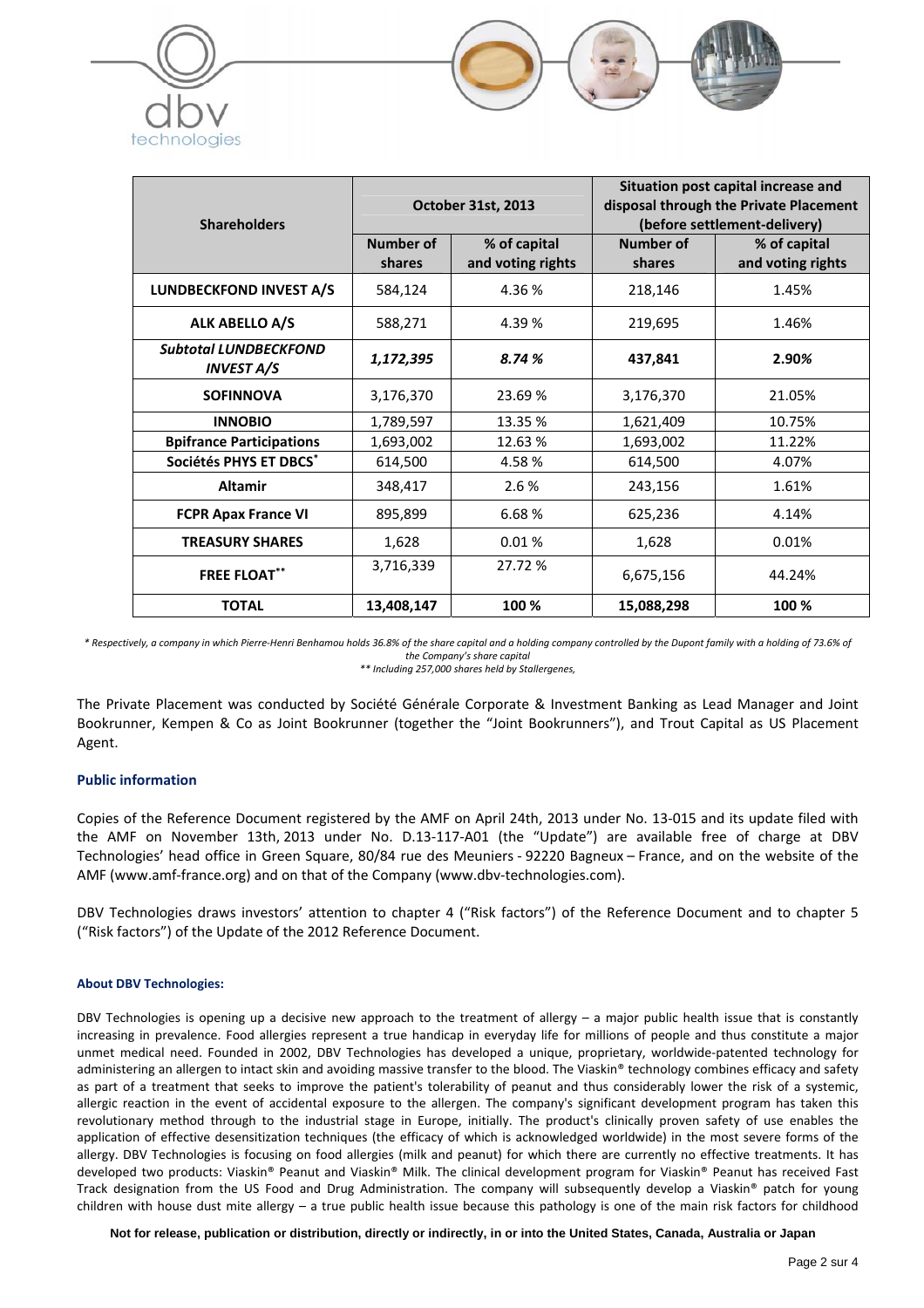| Shareholders | October 31st, 2013 | | Situation post capital increase and disposal through the Private Placement (before settlement-delivery) | |
|---|---|---|---|---|
| | Number of shares | % of capital and voting rights | Number of shares | % of capital and voting rights |
| **LUNDBECKFOND INVEST A/S** | 584,124 | 4.36 % | 218,146 | 1.45% |
| **ALK ABELLO A/S** | 588,271 | 4.39 % | 219,695 | 1.46% |
| ***Subtotal LUNDBECKFOND INVEST A/S*** | ***1,172,395*** | ***8.74 %*** | **437,841** | **2.90%** |
| **SOFINNOVA** | 3,176,370 | 23.69 % | 3,176,370 | 21.05% |
| **INNOBIO** | 1,789,597 | 13.35 % | 1,621,409 | 10.75% |
| **Bpifrance Participations** | 1,693,002 | 12.63 % | 1,693,002 | 11.22% |
| **Sociétés PHYS ET DBCS*** | 614,500 | 4.58 % | 614,500 | 4.07% |
| **Altamir** | 348,417 | 2.6 % | 243,156 | 1.61% |
| **FCPR Apax France VI** | 895,899 | 6.68 % | 625,236 | 4.14% |
| **TREASURY SHARES** | 1,628 | 0.01 % | 1,628 | 0.01% |
| **FREE FLOAT**** | 3,716,339 | 27.72 % | 6,675,156 | 44.24% |
| **TOTAL** | **13,408,147** | **100 %** | **15,088,298** | **100 %** |

*\* Respectively, a company in which Pierre-Henri Benhamou holds 36.8% of the share capital and a holding company controlled by the Dupont family with a holding of 73.6% of the Company's share capital*
*\*\* Including 257,000 shares held by Stallergenes,*

The Private Placement was conducted by Société Générale Corporate & Investment Banking as Lead Manager and Joint Bookrunner, Kempen & Co as Joint Bookrunner (together the "Joint Bookrunners"), and Trout Capital as US Placement Agent.

## Public information

Copies of the Reference Document registered by the AMF on April 24th, 2013 under No. 13-015 and its update filed with the AMF on November 13th, 2013 under No. D.13-117-A01 (the "Update") are available free of charge at DBV Technologies' head office in Green Square, 80/84 rue des Meuniers - 92220 Bagneux – France, and on the website of the AMF (www.amf-france.org) and on that of the Company (www.dbv-technologies.com).

DBV Technologies draws investors' attention to chapter 4 ("Risk factors") of the Reference Document and to chapter 5 ("Risk factors") of the Update of the 2012 Reference Document.

#### About DBV Technologies:

DBV Technologies is opening up a decisive new approach to the treatment of allergy – a major public health issue that is constantly increasing in prevalence. Food allergies represent a true handicap in everyday life for millions of people and thus constitute a major unmet medical need. Founded in 2002, DBV Technologies has developed a unique, proprietary, worldwide-patented technology for administering an allergen to intact skin and avoiding massive transfer to the blood. The Viaskin® technology combines efficacy and safety as part of a treatment that seeks to improve the patient's tolerability of peanut and thus considerably lower the risk of a systemic, allergic reaction in the event of accidental exposure to the allergen. The company's significant development program has taken this revolutionary method through to the industrial stage in Europe, initially. The product's clinically proven safety of use enables the application of effective desensitization techniques (the efficacy of which is acknowledged worldwide) in the most severe forms of the allergy. DBV Technologies is focusing on food allergies (milk and peanut) for which there are currently no effective treatments. It has developed two products: Viaskin® Peanut and Viaskin® Milk. The clinical development program for Viaskin® Peanut has received Fast Track designation from the US Food and Drug Administration. The company will subsequently develop a Viaskin® patch for young children with house dust mite allergy – a true public health issue because this pathology is one of the main risk factors for childhood

**Not for release, publication or distribution, directly or indirectly, in or into the United States, Canada, Australia or Japan**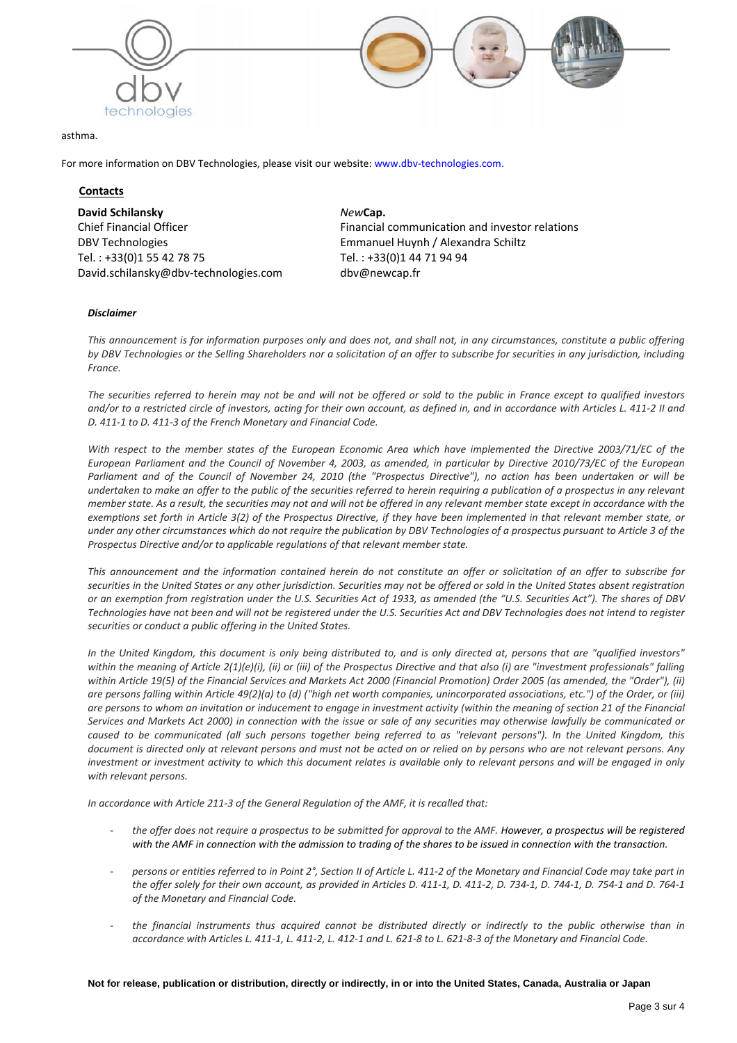asthma.

For more information on DBV Technologies, please visit our website: www.dbv-technologies.com.

**Contacts**

**David Schilansky**
Chief Financial Officer
DBV Technologies
Tel. : +33(0)1 55 42 78 75
David.schilansky@dbv-technologies.com

*New***Cap.**
Financial communication and investor relations
Emmanuel Huynh / Alexandra Schiltz
Tel. : +33(0)1 44 71 94 94
dbv@newcap.fr

***Disclaimer***

*This announcement is for information purposes only and does not, and shall not, in any circumstances, constitute a public offering by DBV Technologies or the Selling Shareholders nor a solicitation of an offer to subscribe for securities in any jurisdiction, including France.*

*The securities referred to herein may not be and will not be offered or sold to the public in France except to qualified investors and/or to a restricted circle of investors, acting for their own account, as defined in, and in accordance with Articles L. 411-2 II and D. 411-1 to D. 411-3 of the French Monetary and Financial Code.*

*With respect to the member states of the European Economic Area which have implemented the Directive 2003/71/EC of the European Parliament and the Council of November 4, 2003, as amended, in particular by Directive 2010/73/EC of the European Parliament and of the Council of November 24, 2010 (the "Prospectus Directive"), no action has been undertaken or will be undertaken to make an offer to the public of the securities referred to herein requiring a publication of a prospectus in any relevant member state. As a result, the securities may not and will not be offered in any relevant member state except in accordance with the exemptions set forth in Article 3(2) of the Prospectus Directive, if they have been implemented in that relevant member state, or under any other circumstances which do not require the publication by DBV Technologies of a prospectus pursuant to Article 3 of the Prospectus Directive and/or to applicable regulations of that relevant member state.*

*This announcement and the information contained herein do not constitute an offer or solicitation of an offer to subscribe for securities in the United States or any other jurisdiction. Securities may not be offered or sold in the United States absent registration or an exemption from registration under the U.S. Securities Act of 1933, as amended (the "U.S. Securities Act"). The shares of DBV Technologies have not been and will not be registered under the U.S. Securities Act and DBV Technologies does not intend to register securities or conduct a public offering in the United States.*

*In the United Kingdom, this document is only being distributed to, and is only directed at, persons that are "qualified investors" within the meaning of Article 2(1)(e)(i), (ii) or (iii) of the Prospectus Directive and that also (i) are "investment professionals" falling within Article 19(5) of the Financial Services and Markets Act 2000 (Financial Promotion) Order 2005 (as amended, the "Order"), (ii) are persons falling within Article 49(2)(a) to (d) ("high net worth companies, unincorporated associations, etc.") of the Order, or (iii) are persons to whom an invitation or inducement to engage in investment activity (within the meaning of section 21 of the Financial Services and Markets Act 2000) in connection with the issue or sale of any securities may otherwise lawfully be communicated or caused to be communicated (all such persons together being referred to as "relevant persons"). In the United Kingdom, this document is directed only at relevant persons and must not be acted on or relied on by persons who are not relevant persons. Any investment or investment activity to which this document relates is available only to relevant persons and will be engaged in only with relevant persons.*

*In accordance with Article 211-3 of the General Regulation of the AMF, it is recalled that:*

- *the offer does not require a prospectus to be submitted for approval to the AMF. However, a prospectus will be registered with the AMF in connection with the admission to trading of the shares to be issued in connection with the transaction.*
- *persons or entities referred to in Point 2°, Section II of Article L. 411-2 of the Monetary and Financial Code may take part in the offer solely for their own account, as provided in Articles D. 411-1, D. 411-2, D. 734-1, D. 744-1, D. 754-1 and D. 764-1 of the Monetary and Financial Code.*
- *the financial instruments thus acquired cannot be distributed directly or indirectly to the public otherwise than in accordance with Articles L. 411-1, L. 411-2, L. 412-1 and L. 621-8 to L. 621-8-3 of the Monetary and Financial Code.*

**Not for release, publication or distribution, directly or indirectly, in or into the United States, Canada, Australia or Japan**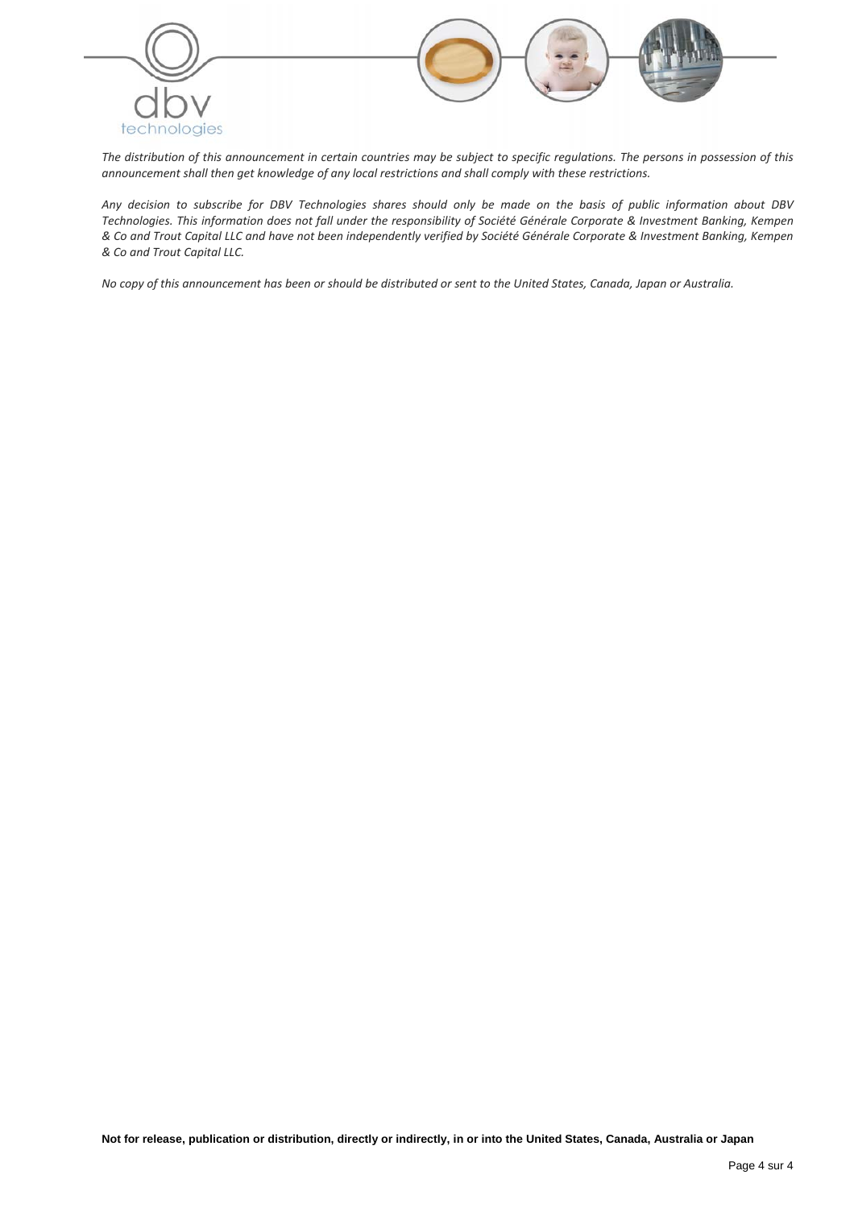*The distribution of this announcement in certain countries may be subject to specific regulations. The persons in possession of this announcement shall then get knowledge of any local restrictions and shall comply with these restrictions.*

*Any decision to subscribe for DBV Technologies shares should only be made on the basis of public information about DBV Technologies. This information does not fall under the responsibility of Société Générale Corporate & Investment Banking, Kempen & Co and Trout Capital LLC and have not been independently verified by Société Générale Corporate & Investment Banking, Kempen & Co and Trout Capital LLC.*

*No copy of this announcement has been or should be distributed or sent to the United States, Canada, Japan or Australia.*

**Not for release, publication or distribution, directly or indirectly, in or into the United States, Canada, Australia or Japan**